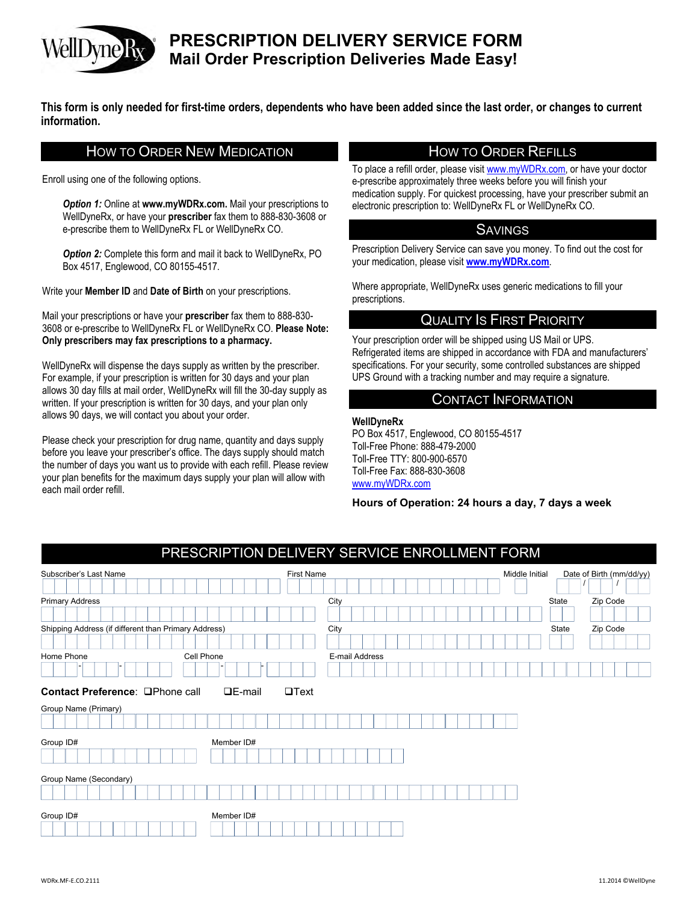# PRESCRIPTION DELIVERY SERVICE FORM

## Mail Order Prescription Deliveries Made Easy!

**This form is only needed for first-time orders, dependents who have been added since the last order, or changes to current information.**

## How to Order New Medication

Enroll using one of the following options.

> ***Option 1:*** Online at **www.myWDRx.com.** Mail your prescriptions to WellDyneRx, or have your **prescriber** fax them to 888-830-3608 or e-prescribe them to WellDyneRx FL or WellDyneRx CO.

> ***Option 2:*** Complete this form and mail it back to WellDyneRx, PO Box 4517, Englewood, CO 80155-4517.

Write your **Member ID** and **Date of Birth** on your prescriptions.

Mail your prescriptions or have your **prescriber** fax them to 888-830-3608 or e-prescribe to WellDyneRx FL or WellDyneRx CO. **Please Note: Only prescribers may fax prescriptions to a pharmacy.**

WellDyneRx will dispense the days supply as written by the prescriber. For example, if your prescription is written for 30 days and your plan allows 30 day fills at mail order, WellDyneRx will fill the 30-day supply as written. If your prescription is written for 30 days, and your plan only allows 90 days, we will contact you about your order.

Please check your prescription for drug name, quantity and days supply before you leave your prescriber's office. The days supply should match the number of days you want us to provide with each refill. Please review your plan benefits for the maximum days supply your plan will allow with each mail order refill.

## How to Order Refills

To place a refill order, please visit www.myWDRx.com, or have your doctor e-prescribe approximately three weeks before you will finish your medication supply. For quickest processing, have your prescriber submit an electronic prescription to: WellDyneRx FL or WellDyneRx CO.

## Savings

Prescription Delivery Service can save you money. To find out the cost for your medication, please visit **www.myWDRx.com**.

Where appropriate, WellDyneRx uses generic medications to fill your prescriptions.

## Quality Is First Priority

Your prescription order will be shipped using US Mail or UPS. Refrigerated items are shipped in accordance with FDA and manufacturers' specifications. For your security, some controlled substances are shipped UPS Ground with a tracking number and may require a signature.

## Contact Information

**WellDyneRx**
PO Box 4517, Englewood, CO 80155-4517
Toll-Free Phone: 888-479-2000
Toll-Free TTY: 800-900-6570
Toll-Free Fax: 888-830-3608
www.myWDRx.com

**Hours of Operation: 24 hours a day, 7 days a week**

## PRESCRIPTION DELIVERY SERVICE ENROLLMENT FORM

Subscriber's Last Name ______ First Name ______ Middle Initial ___ Date of Birth (mm/dd/yy) ___/___/___

Primary Address ______ City ______ State ___ Zip Code ______

Shipping Address (if different than Primary Address) ______ City ______ State ___ Zip Code ______

Home Phone ___-___-____ Cell Phone ___-___-____ E-mail Address ______

**Contact Preference**: ☐Phone call ☐E-mail ☐Text

Group Name (Primary) ______

Group ID# ______ Member ID# ______

Group Name (Secondary) ______

Group ID# ______ Member ID# ______

WDRx.MF-E.CO.2111 11.2014 ©WellDyne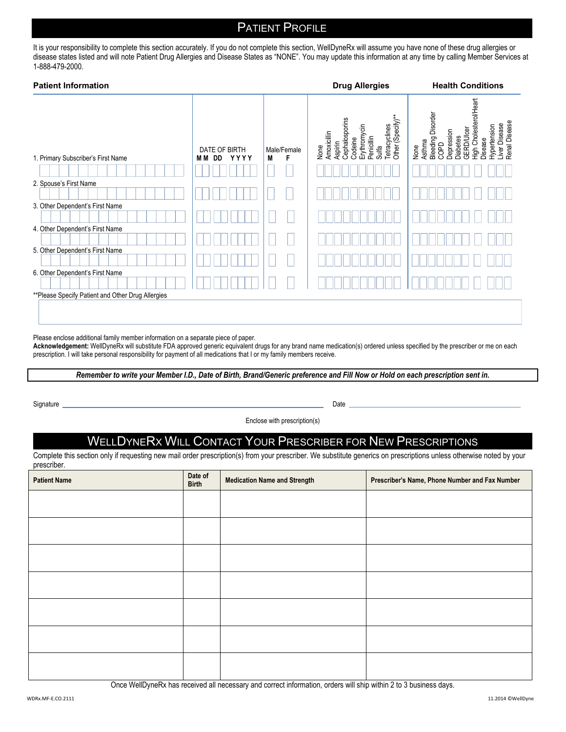# Patient Profile

It is your responsibility to complete this section accurately. If you do not complete this section, WellDyneRx will assume you have none of these drug allergies or disease states listed and will note Patient Drug Allergies and Disease States as "NONE". You may update this information at any time by calling Member Services at 1-888-479-2000.

| Patient Information | DATE OF BIRTH MM DD YYYY | Male/Female M F | Drug Allergies: None, Amoxicillin, Aspirin, Cephalosporins, Codeine, Erythromycin, Penicillin, Sulfa, Tetracyclines, Other (Specify)** | Health Conditions: None, Asthma, Bleeding Disorder, COPD, Depression, Diabetes, GERD/Ulcer, High Cholesterol/Heart Disease, Hypertension, Liver Disease, Renal Disease |
|---|---|---|---|---|
| 1. Primary Subscriber's First Name | | | | |
| 2. Spouse's First Name | | | | |
| 3. Other Dependent's First Name | | | | |
| 4. Other Dependent's First Name | | | | |
| 5. Other Dependent's First Name | | | | |
| 6. Other Dependent's First Name | | | | |

**Please Specify Patient and Other Drug Allergies

Please enclose additional family member information on a separate piece of paper.

**Acknowledgement:** WellDyneRx will substitute FDA approved generic equivalent drugs for any brand name medication(s) ordered unless specified by the prescriber or me on each prescription. I will take personal responsibility for payment of all medications that I or my family members receive.

***Remember to write your Member I.D., Date of Birth, Brand/Generic preference and Fill Now or Hold on each prescription sent in.***

Signature ______________________ Date ______________________

Enclose with prescription(s)

# WellDyneRx Will Contact Your Prescriber for New Prescriptions

Complete this section only if requesting new mail order prescription(s) from your prescriber. We substitute generics on prescriptions unless otherwise noted by your prescriber.

| Patient Name | Date of Birth | Medication Name and Strength | Prescriber's Name, Phone Number and Fax Number |
|---|---|---|---|
| | | | |
| | | | |
| | | | |
| | | | |
| | | | |
| | | | |
| | | | |

Once WellDyneRx has received all necessary and correct information, orders will ship within 2 to 3 business days.

WDRx.MF-E.CO.2111 11.2014 ©WellDyne